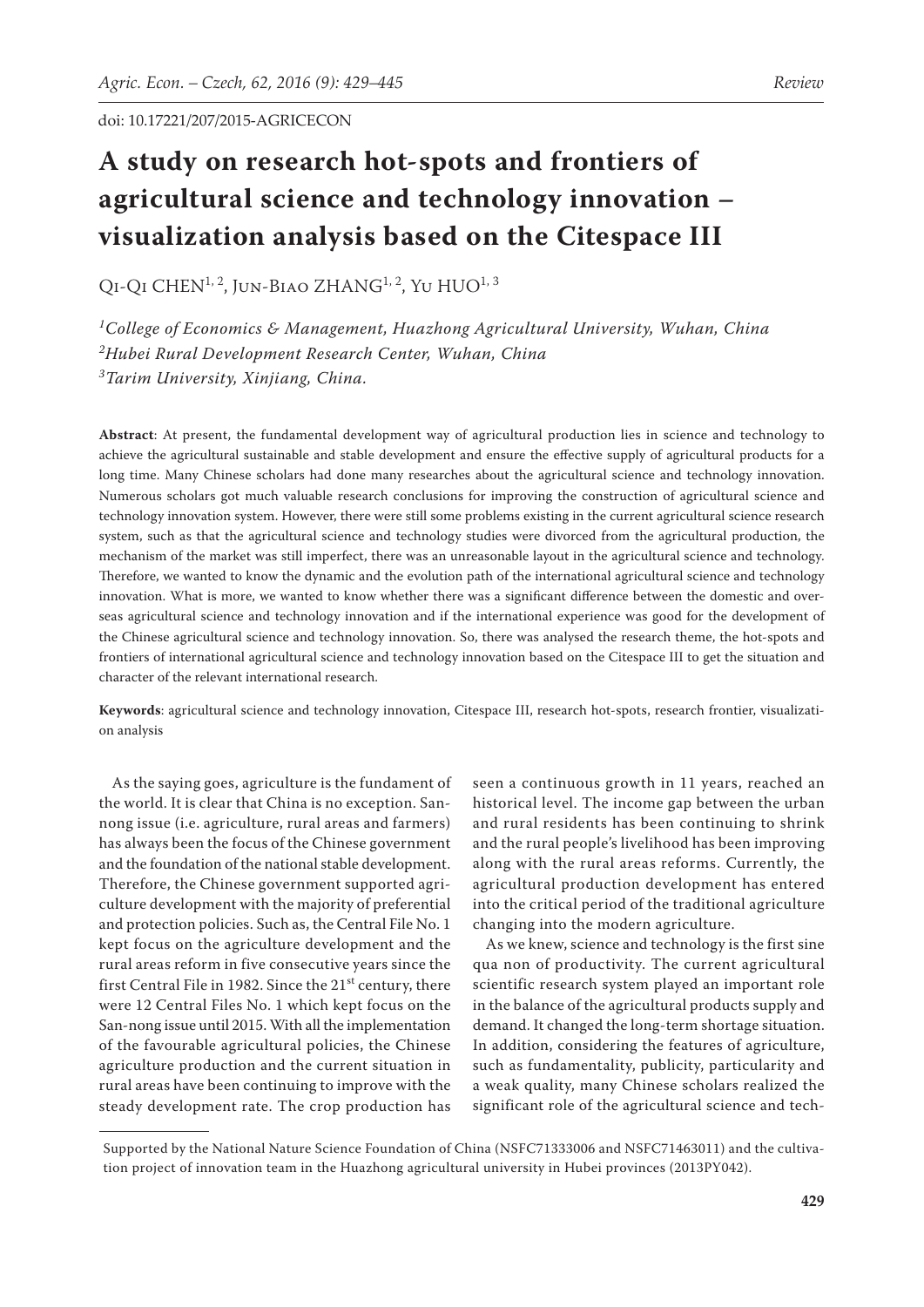doi: 10.17221/207/2015-AGRICECON

# A study on research hot-spots and frontiers of agricultural science and technology innovation – visualization analysis based on the Citespace III

Qi-Qi CHEN[1, 2], Jun-Biao ZHANG[1, 2], Yu HUO[1, 3]

[1]*College of Economics & Management, Huazhong Agricultural University, Wuhan, China*
[2]*Hubei Rural Development Research Center, Wuhan, China*
[3]*Tarim University, Xinjiang, China.*

**Abstract**: At present, the fundamental development way of agricultural production lies in science and technology to achieve the agricultural sustainable and stable development and ensure the effective supply of agricultural products for a long time. Many Chinese scholars had done many researches about the agricultural science and technology innovation. Numerous scholars got much valuable research conclusions for improving the construction of agricultural science and technology innovation system. However, there were still some problems existing in the current agricultural science research system, such as that the agricultural science and technology studies were divorced from the agricultural production, the mechanism of the market was still imperfect, there was an unreasonable layout in the agricultural science and technology. Therefore, we wanted to know the dynamic and the evolution path of the international agricultural science and technology innovation. What is more, we wanted to know whether there was a significant difference between the domestic and overseas agricultural science and technology innovation and if the international experience was good for the development of the Chinese agricultural science and technology innovation. So, there was analysed the research theme, the hot-spots and frontiers of international agricultural science and technology innovation based on the Citespace III to get the situation and character of the relevant international research.

**Keywords**: agricultural science and technology innovation, Citespace III, research hot-spots, research frontier, visualization analysis

As the saying goes, agriculture is the fundament of the world. It is clear that China is no exception. San-nong issue (i.e. agriculture, rural areas and farmers) has always been the focus of the Chinese government and the foundation of the national stable development. Therefore, the Chinese government supported agriculture development with the majority of preferential and protection policies. Such as, the Central File No. 1 kept focus on the agriculture development and the rural areas reform in five consecutive years since the first Central File in 1982. Since the 21st century, there were 12 Central Files No. 1 which kept focus on the San-nong issue until 2015. With all the implementation of the favourable agricultural policies, the Chinese agriculture production and the current situation in rural areas have been continuing to improve with the steady development rate. The crop production has seen a continuous growth in 11 years, reached an historical level. The income gap between the urban and rural residents has been continuing to shrink and the rural people's livelihood has been improving along with the rural areas reforms. Currently, the agricultural production development has entered into the critical period of the traditional agriculture changing into the modern agriculture.

As we knew, science and technology is the first sine qua non of productivity. The current agricultural scientific research system played an important role in the balance of the agricultural products supply and demand. It changed the long-term shortage situation. In addition, considering the features of agriculture, such as fundamentality, publicity, particularity and a weak quality, many Chinese scholars realized the significant role of the agricultural science and tech-

Supported by the National Nature Science Foundation of China (NSFC71333006 and NSFC71463011) and the cultivation project of innovation team in the Huazhong agricultural university in Hubei provinces (2013PY042).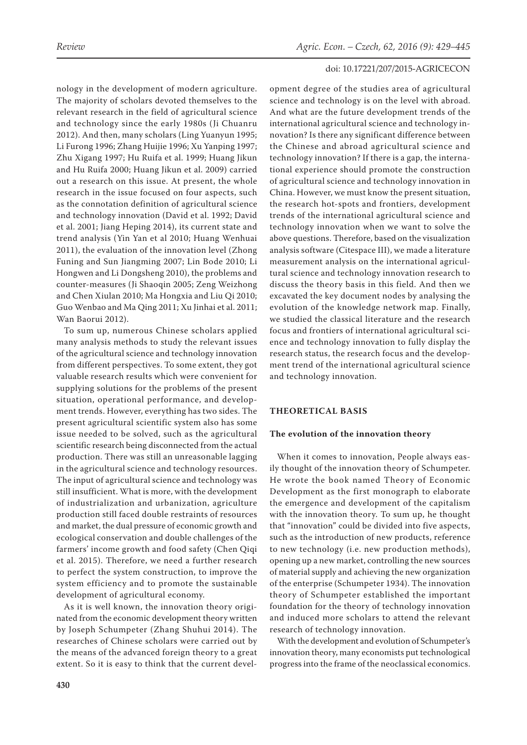nology in the development of modern agriculture. The majority of scholars devoted themselves to the relevant research in the field of agricultural science and technology since the early 1980s (Ji Chuanru 2012). And then, many scholars (Ling Yuanyun 1995; Li Furong 1996; Zhang Huijie 1996; Xu Yanping 1997; Zhu Xigang 1997; Hu Ruifa et al. 1999; Huang Jikun and Hu Ruifa 2000; Huang Jikun et al. 2009) carried out a research on this issue. At present, the whole research in the issue focused on four aspects, such as the connotation definition of agricultural science and technology innovation (David et al. 1992; David et al. 2001; Jiang Heping 2014), its current state and trend analysis (Yin Yan et al 2010; Huang Wenhuai 2011), the evaluation of the innovation level (Zhong Funing and Sun Jiangming 2007; Lin Bode 2010; Li Hongwen and Li Dongsheng 2010), the problems and counter-measures (Ji Shaoqin 2005; Zeng Weizhong and Chen Xiulan 2010; Ma Hongxia and Liu Qi 2010; Guo Wenbao and Ma Qing 2011; Xu Jinhai et al. 2011; Wan Baorui 2012).

To sum up, numerous Chinese scholars applied many analysis methods to study the relevant issues of the agricultural science and technology innovation from different perspectives. To some extent, they got valuable research results which were convenient for supplying solutions for the problems of the present situation, operational performance, and development trends. However, everything has two sides. The present agricultural scientific system also has some issue needed to be solved, such as the agricultural scientific research being disconnected from the actual production. There was still an unreasonable lagging in the agricultural science and technology resources. The input of agricultural science and technology was still insufficient. What is more, with the development of industrialization and urbanization, agriculture production still faced double restraints of resources and market, the dual pressure of economic growth and ecological conservation and double challenges of the farmers' income growth and food safety (Chen Qiqi et al. 2015). Therefore, we need a further research to perfect the system construction, to improve the system efficiency and to promote the sustainable development of agricultural economy.

As it is well known, the innovation theory originated from the economic development theory written by Joseph Schumpeter (Zhang Shuhui 2014). The researches of Chinese scholars were carried out by the means of the advanced foreign theory to a great extent. So it is easy to think that the current development degree of the studies area of agricultural science and technology is on the level with abroad. And what are the future development trends of the international agricultural science and technology innovation? Is there any significant difference between the Chinese and abroad agricultural science and technology innovation? If there is a gap, the international experience should promote the construction of agricultural science and technology innovation in China. However, we must know the present situation, the research hot-spots and frontiers, development trends of the international agricultural science and technology innovation when we want to solve the above questions. Therefore, based on the visualization analysis software (Citespace III), we made a literature measurement analysis on the international agricultural science and technology innovation research to discuss the theory basis in this field. And then we excavated the key document nodes by analysing the evolution of the knowledge network map. Finally, we studied the classical literature and the research focus and frontiers of international agricultural science and technology innovation to fully display the research status, the research focus and the development trend of the international agricultural science and technology innovation.

## THEORETICAL BASIS

### The evolution of the innovation theory

When it comes to innovation, People always easily thought of the innovation theory of Schumpeter. He wrote the book named Theory of Economic Development as the first monograph to elaborate the emergence and development of the capitalism with the innovation theory. To sum up, he thought that "innovation" could be divided into five aspects, such as the introduction of new products, reference to new technology (i.e. new production methods), opening up a new market, controlling the new sources of material supply and achieving the new organization of the enterprise (Schumpeter 1934). The innovation theory of Schumpeter established the important foundation for the theory of technology innovation and induced more scholars to attend the relevant research of technology innovation.

With the development and evolution of Schumpeter's innovation theory, many economists put technological progress into the frame of the neoclassical economics.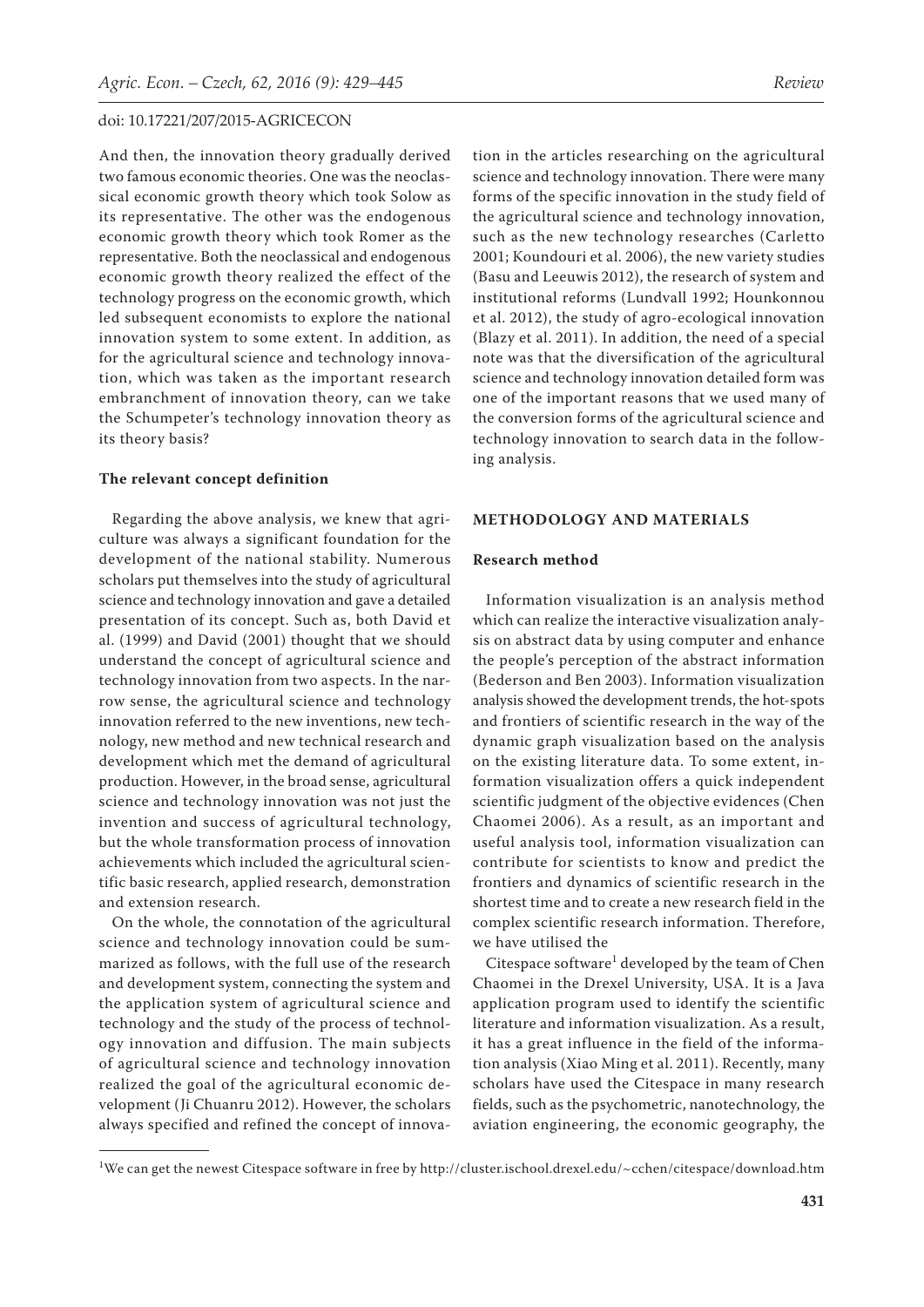And then, the innovation theory gradually derived two famous economic theories. One was the neoclassical economic growth theory which took Solow as its representative. The other was the endogenous economic growth theory which took Romer as the representative. Both the neoclassical and endogenous economic growth theory realized the effect of the technology progress on the economic growth, which led subsequent economists to explore the national innovation system to some extent. In addition, as for the agricultural science and technology innovation, which was taken as the important research embranchment of innovation theory, can we take the Schumpeter's technology innovation theory as its theory basis?

### The relevant concept definition

Regarding the above analysis, we knew that agriculture was always a significant foundation for the development of the national stability. Numerous scholars put themselves into the study of agricultural science and technology innovation and gave a detailed presentation of its concept. Such as, both David et al. (1999) and David (2001) thought that we should understand the concept of agricultural science and technology innovation from two aspects. In the narrow sense, the agricultural science and technology innovation referred to the new inventions, new technology, new method and new technical research and development which met the demand of agricultural production. However, in the broad sense, agricultural science and technology innovation was not just the invention and success of agricultural technology, but the whole transformation process of innovation achievements which included the agricultural scientific basic research, applied research, demonstration and extension research.

On the whole, the connotation of the agricultural science and technology innovation could be summarized as follows, with the full use of the research and development system, connecting the system and the application system of agricultural science and technology and the study of the process of technology innovation and diffusion. The main subjects of agricultural science and technology innovation realized the goal of the agricultural economic development (Ji Chuanru 2012). However, the scholars always specified and refined the concept of innovation in the articles researching on the agricultural science and technology innovation. There were many forms of the specific innovation in the study field of the agricultural science and technology innovation, such as the new technology researches (Carletto 2001; Koundouri et al. 2006), the new variety studies (Basu and Leeuwis 2012), the research of system and institutional reforms (Lundvall 1992; Hounkonnou et al. 2012), the study of agro-ecological innovation (Blazy et al. 2011). In addition, the need of a special note was that the diversification of the agricultural science and technology innovation detailed form was one of the important reasons that we used many of the conversion forms of the agricultural science and technology innovation to search data in the following analysis.

## METHODOLOGY AND MATERIALS

### Research method

Information visualization is an analysis method which can realize the interactive visualization analysis on abstract data by using computer and enhance the people's perception of the abstract information (Bederson and Ben 2003). Information visualization analysis showed the development trends, the hot-spots and frontiers of scientific research in the way of the dynamic graph visualization based on the analysis on the existing literature data. To some extent, information visualization offers a quick independent scientific judgment of the objective evidences (Chen Chaomei 2006). As a result, as an important and useful analysis tool, information visualization can contribute for scientists to know and predict the frontiers and dynamics of scientific research in the shortest time and to create a new research field in the complex scientific research information. Therefore, we have utilised the

Citespace software[1] developed by the team of Chen Chaomei in the Drexel University, USA. It is a Java application program used to identify the scientific literature and information visualization. As a result, it has a great influence in the field of the information analysis (Xiao Ming et al. 2011). Recently, many scholars have used the Citespace in many research fields, such as the psychometric, nanotechnology, the aviation engineering, the economic geography, the

[1] We can get the newest Citespace software in free by http://cluster.ischool.drexel.edu/~cchen/citespace/download.htm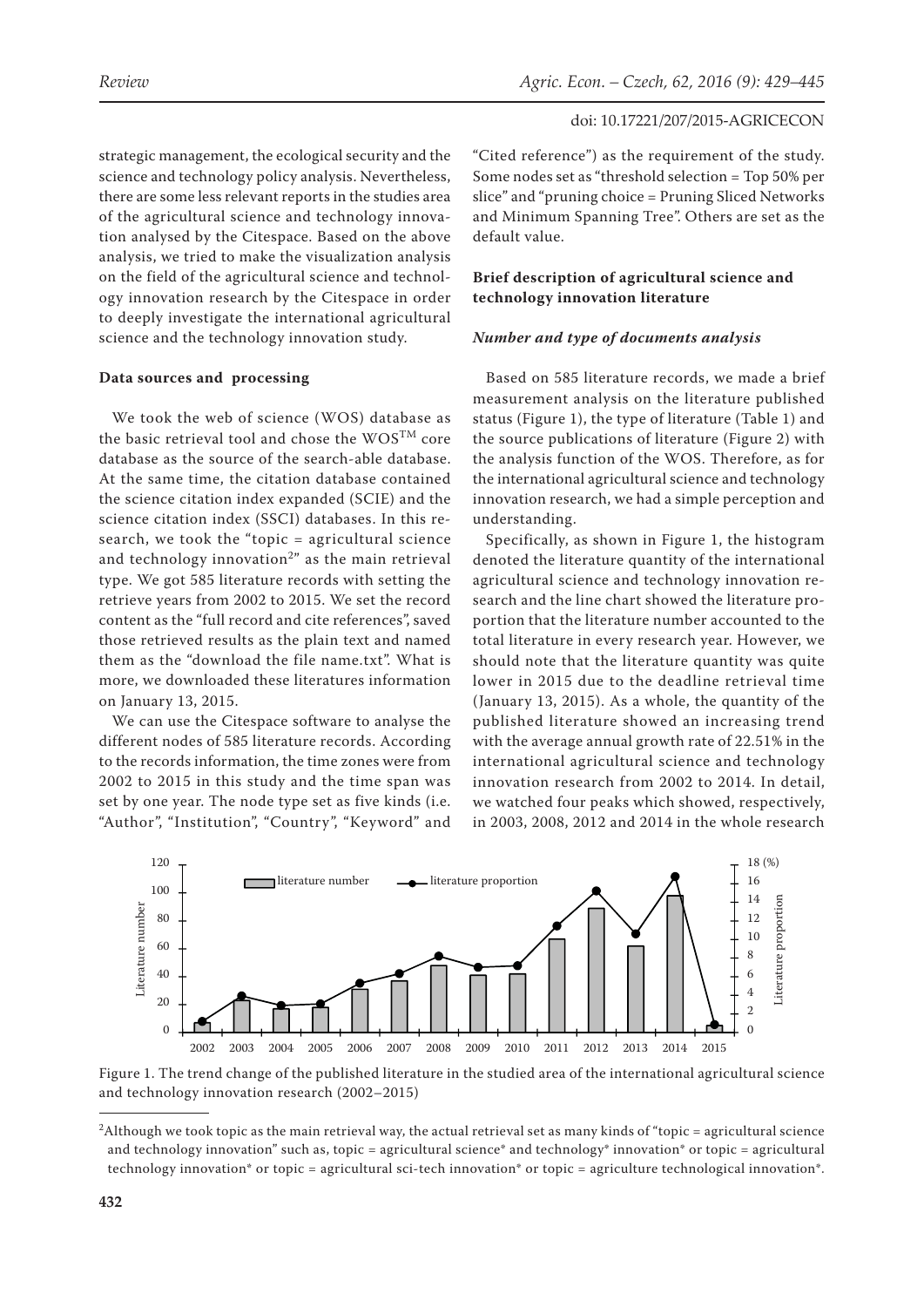strategic management, the ecological security and the science and technology policy analysis. Nevertheless, there are some less relevant reports in the studies area of the agricultural science and technology innovation analysed by the Citespace. Based on the above analysis, we tried to make the visualization analysis on the field of the agricultural science and technology innovation research by the Citespace in order to deeply investigate the international agricultural science and the technology innovation study.

### Data sources and processing

We took the web of science (WOS) database as the basic retrieval tool and chose the WOS$^{TM}$ core database as the source of the search-able database. At the same time, the citation database contained the science citation index expanded (SCIE) and the science citation index (SSCI) databases. In this research, we took the "topic = agricultural science and technology innovation[2]" as the main retrieval type. We got 585 literature records with setting the retrieve years from 2002 to 2015. We set the record content as the "full record and cite references", saved those retrieved results as the plain text and named them as the "download the file name.txt". What is more, we downloaded these literatures information on January 13, 2015.

We can use the Citespace software to analyse the different nodes of 585 literature records. According to the records information, the time zones were from 2002 to 2015 in this study and the time span was set by one year. The node type set as five kinds (i.e. "Author", "Institution", "Country", "Keyword" and "Cited reference") as the requirement of the study. Some nodes set as "threshold selection = Top 50% per slice" and "pruning choice = Pruning Sliced Networks and Minimum Spanning Tree". Others are set as the default value.

### Brief description of agricultural science and technology innovation literature

#### *Number and type of documents analysis*

Based on 585 literature records, we made a brief measurement analysis on the literature published status (Figure 1), the type of literature (Table 1) and the source publications of literature (Figure 2) with the analysis function of the WOS. Therefore, as for the international agricultural science and technology innovation research, we had a simple perception and understanding.

Specifically, as shown in Figure 1, the histogram denoted the literature quantity of the international agricultural science and technology innovation research and the line chart showed the literature proportion that the literature number accounted to the total literature in every research year. However, we should note that the literature quantity was quite lower in 2015 due to the deadline retrieval time (January 13, 2015). As a whole, the quantity of the published literature showed an increasing trend with the average annual growth rate of 22.51% in the international agricultural science and technology innovation research from 2002 to 2014. In detail, we watched four peaks which showed, respectively, in 2003, 2008, 2012 and 2014 in the whole research

Figure 1. The trend change of the published literature in the studied area of the international agricultural science and technology innovation research (2002–2015)

[2]Although we took topic as the main retrieval way, the actual retrieval set as many kinds of "topic = agricultural science and technology innovation" such as, topic = agricultural science* and technology* innovation* or topic = agricultural technology innovation* or topic = agricultural sci-tech innovation* or topic = agriculture technological innovation*.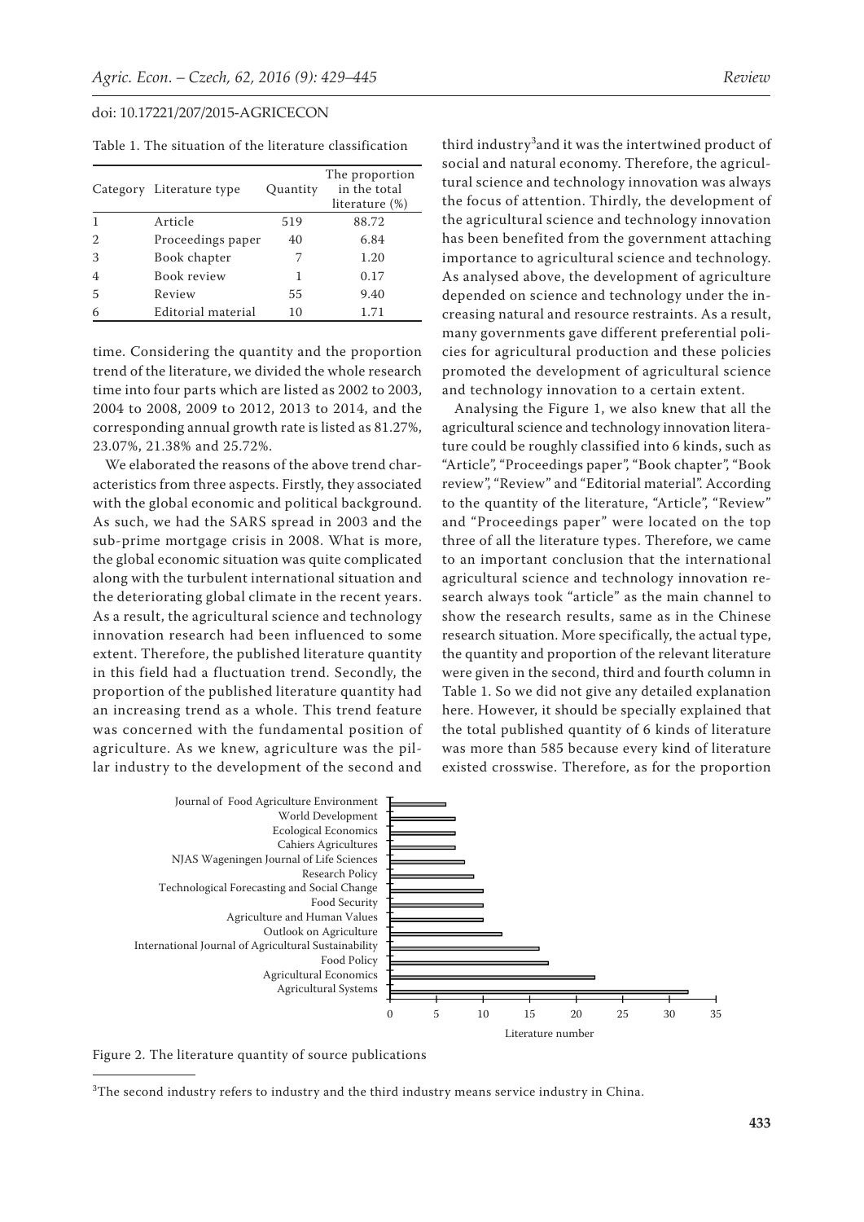Table 1. The situation of the literature classification

| Category | Literature type | Quantity | The proportion in the total literature (%) |
|---|---|---|---|
| 1 | Article | 519 | 88.72 |
| 2 | Proceedings paper | 40 | 6.84 |
| 3 | Book chapter | 7 | 1.20 |
| 4 | Book review | 1 | 0.17 |
| 5 | Review | 55 | 9.40 |
| 6 | Editorial material | 10 | 1.71 |

time. Considering the quantity and the proportion trend of the literature, we divided the whole research time into four parts which are listed as 2002 to 2003, 2004 to 2008, 2009 to 2012, 2013 to 2014, and the corresponding annual growth rate is listed as 81.27%, 23.07%, 21.38% and 25.72%.

We elaborated the reasons of the above trend characteristics from three aspects. Firstly, they associated with the global economic and political background. As such, we had the SARS spread in 2003 and the sub-prime mortgage crisis in 2008. What is more, the global economic situation was quite complicated along with the turbulent international situation and the deteriorating global climate in the recent years. As a result, the agricultural science and technology innovation research had been influenced to some extent. Therefore, the published literature quantity in this field had a fluctuation trend. Secondly, the proportion of the published literature quantity had an increasing trend as a whole. This trend feature was concerned with the fundamental position of agriculture. As we knew, agriculture was the pillar industry to the development of the second and third industry[3] and it was the intertwined product of social and natural economy. Therefore, the agricultural science and technology innovation was always the focus of attention. Thirdly, the development of the agricultural science and technology innovation has been benefited from the government attaching importance to agricultural science and technology. As analysed above, the development of agriculture depended on science and technology under the increasing natural and resource restraints. As a result, many governments gave different preferential policies for agricultural production and these policies promoted the development of agricultural science and technology innovation to a certain extent.

Analysing the Figure 1, we also knew that all the agricultural science and technology innovation literature could be roughly classified into 6 kinds, such as "Article", "Proceedings paper", "Book chapter", "Book review", "Review" and "Editorial material". According to the quantity of the literature, "Article", "Review" and "Proceedings paper" were located on the top three of all the literature types. Therefore, we came to an important conclusion that the international agricultural science and technology innovation research always took "article" as the main channel to show the research results, same as in the Chinese research situation. More specifically, the actual type, the quantity and proportion of the relevant literature were given in the second, third and fourth column in Table 1. So we did not give any detailed explanation here. However, it should be specially explained that the total published quantity of 6 kinds of literature was more than 585 because every kind of literature existed crosswise. Therefore, as for the proportion

Figure 2. The literature quantity of source publications

[3]The second industry refers to industry and the third industry means service industry in China.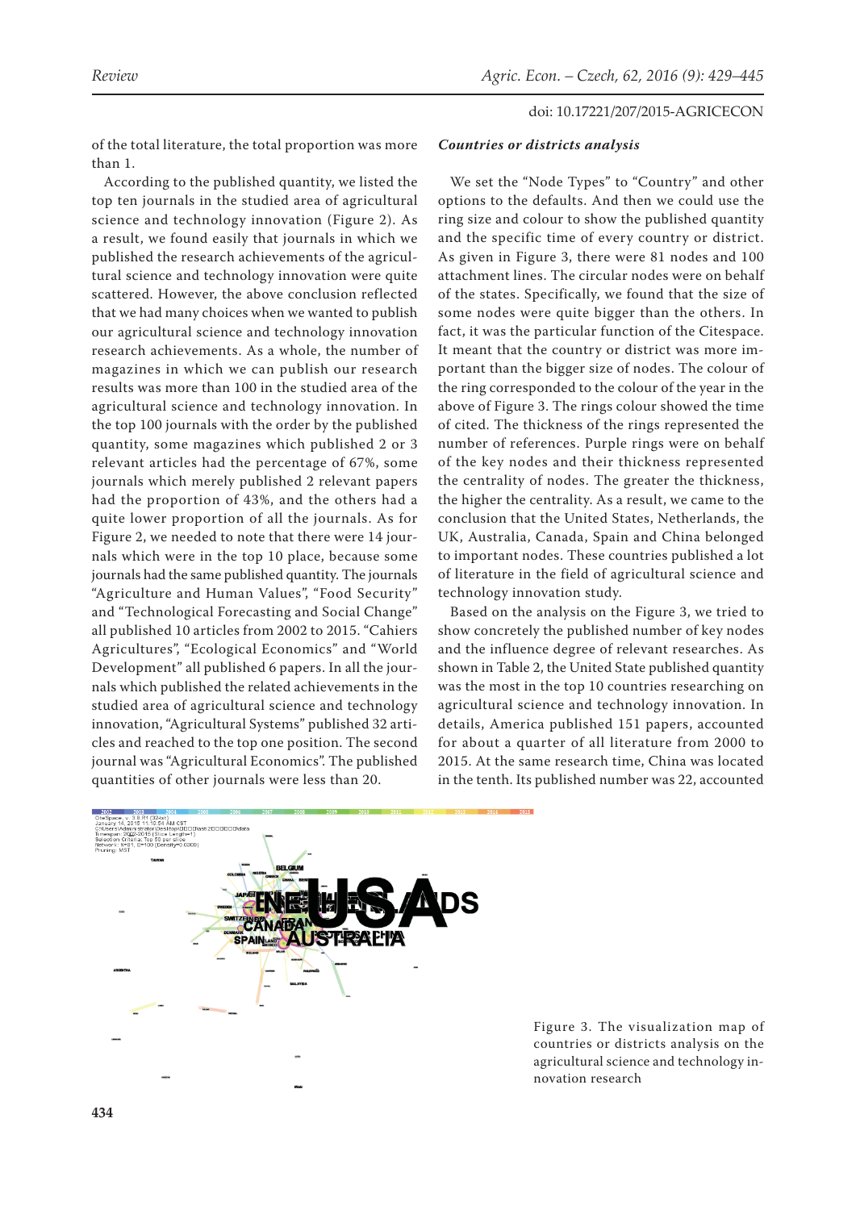of the total literature, the total proportion was more than 1.

According to the published quantity, we listed the top ten journals in the studied area of agricultural science and technology innovation (Figure 2). As a result, we found easily that journals in which we published the research achievements of the agricultural science and technology innovation were quite scattered. However, the above conclusion reflected that we had many choices when we wanted to publish our agricultural science and technology innovation research achievements. As a whole, the number of magazines in which we can publish our research results was more than 100 in the studied area of the agricultural science and technology innovation. In the top 100 journals with the order by the published quantity, some magazines which published 2 or 3 relevant articles had the percentage of 67%, some journals which merely published 2 relevant papers had the proportion of 43%, and the others had a quite lower proportion of all the journals. As for Figure 2, we needed to note that there were 14 journals which were in the top 10 place, because some journals had the same published quantity. The journals "Agriculture and Human Values", "Food Security" and "Technological Forecasting and Social Change" all published 10 articles from 2002 to 2015. "Cahiers Agricultures", "Ecological Economics" and "World Development" all published 6 papers. In all the journals which published the related achievements in the studied area of agricultural science and technology innovation, "Agricultural Systems" published 32 articles and reached to the top one position. The second journal was "Agricultural Economics". The published quantities of other journals were less than 20.

***Countries or districts analysis***

We set the "Node Types" to "Country" and other options to the defaults. And then we could use the ring size and colour to show the published quantity and the specific time of every country or district. As given in Figure 3, there were 81 nodes and 100 attachment lines. The circular nodes were on behalf of the states. Specifically, we found that the size of some nodes were quite bigger than the others. In fact, it was the particular function of the Citespace. It meant that the country or district was more important than the bigger size of nodes. The colour of the ring corresponded to the colour of the year in the above of Figure 3. The rings colour showed the time of cited. The thickness of the rings represented the number of references. Purple rings were on behalf of the key nodes and their thickness represented the centrality of nodes. The greater the thickness, the higher the centrality. As a result, we came to the conclusion that the United States, Netherlands, the UK, Australia, Canada, Spain and China belonged to important nodes. These countries published a lot of literature in the field of agricultural science and technology innovation study.

Based on the analysis on the Figure 3, we tried to show concretely the published number of key nodes and the influence degree of relevant researches. As shown in Table 2, the United State published quantity was the most in the top 10 countries researching on agricultural science and technology innovation. In details, America published 151 papers, accounted for about a quarter of all literature from 2000 to 2015. At the same research time, China was located in the tenth. Its published number was 22, accounted

Figure 3. The visualization map of countries or districts analysis on the agricultural science and technology innovation research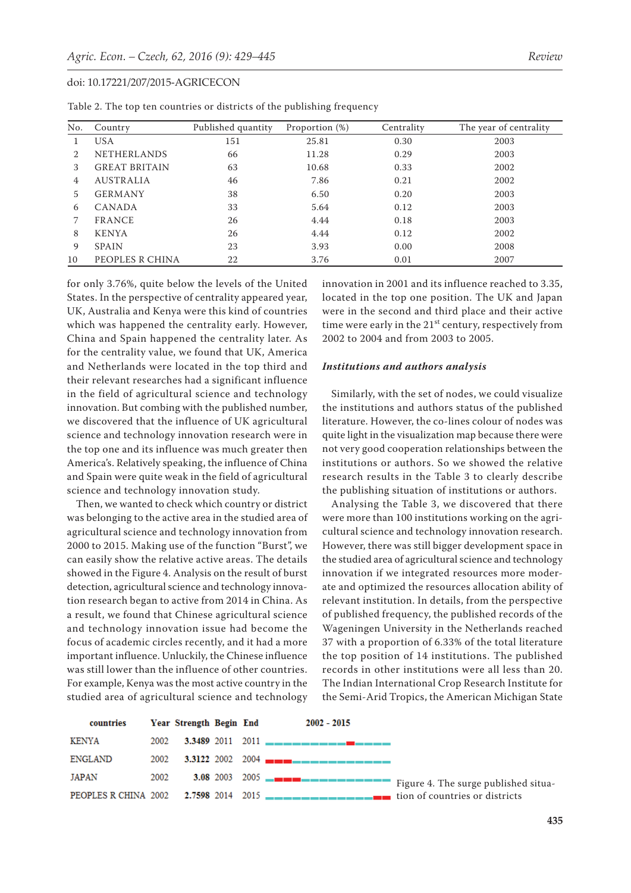Table 2. The top ten countries or districts of the publishing frequency

| No. | Country | Published quantity | Proportion (%) | Centrality | The year of centrality |
|---|---|---|---|---|---|
| 1 | USA | 151 | 25.81 | 0.30 | 2003 |
| 2 | NETHERLANDS | 66 | 11.28 | 0.29 | 2003 |
| 3 | GREAT BRITAIN | 63 | 10.68 | 0.33 | 2002 |
| 4 | AUSTRALIA | 46 | 7.86 | 0.21 | 2002 |
| 5 | GERMANY | 38 | 6.50 | 0.20 | 2003 |
| 6 | CANADA | 33 | 5.64 | 0.12 | 2003 |
| 7 | FRANCE | 26 | 4.44 | 0.18 | 2003 |
| 8 | KENYA | 26 | 4.44 | 0.12 | 2002 |
| 9 | SPAIN | 23 | 3.93 | 0.00 | 2008 |
| 10 | PEOPLES R CHINA | 22 | 3.76 | 0.01 | 2007 |

for only 3.76%, quite below the levels of the United States. In the perspective of centrality appeared year, UK, Australia and Kenya were this kind of countries which was happened the centrality early. However, China and Spain happened the centrality later. As for the centrality value, we found that UK, America and Netherlands were located in the top third and their relevant researches had a significant influence in the field of agricultural science and technology innovation. But combing with the published number, we discovered that the influence of UK agricultural science and technology innovation research were in the top one and its influence was much greater then America's. Relatively speaking, the influence of China and Spain were quite weak in the field of agricultural science and technology innovation study.

Then, we wanted to check which country or district was belonging to the active area in the studied area of agricultural science and technology innovation from 2000 to 2015. Making use of the function "Burst", we can easily show the relative active areas. The details showed in the Figure 4. Analysis on the result of burst detection, agricultural science and technology innovation research began to active from 2014 in China. As a result, we found that Chinese agricultural science and technology innovation issue had become the focus of academic circles recently, and it had a more important influence. Unluckily, the Chinese influence was still lower than the influence of other countries. For example, Kenya was the most active country in the studied area of agricultural science and technology innovation in 2001 and its influence reached to 3.35, located in the top one position. The UK and Japan were in the second and third place and their active time were early in the 21st century, respectively from 2002 to 2004 and from 2003 to 2005.

### *Institutions and authors analysis*

Similarly, with the set of nodes, we could visualize the institutions and authors status of the published literature. However, the co-lines colour of nodes was quite light in the visualization map because there were not very good cooperation relationships between the institutions or authors. So we showed the relative research results in the Table 3 to clearly describe the publishing situation of institutions or authors.

Analysing the Table 3, we discovered that there were more than 100 institutions working on the agricultural science and technology innovation research. However, there was still bigger development space in the studied area of agricultural science and technology innovation if we integrated resources more moderate and optimized the resources allocation ability of relevant institution. In details, from the perspective of published frequency, the published records of the Wageningen University in the Netherlands reached 37 with a proportion of 6.33% of the total literature the top position of 14 institutions. The published records in other institutions were all less than 20. The Indian International Crop Research Institute for the Semi-Arid Tropics, the American Michigan State

| countries | Year | Strength | Begin | End | 2002 - 2015 |
|---|---|---|---|---|---|
| KENYA | 2002 | 3.3489 | 2011 | 2011 | |
| ENGLAND | 2002 | 3.3122 | 2002 | 2004 | |
| JAPAN | 2002 | 3.08 | 2003 | 2005 | |
| PEOPLES R CHINA | 2002 | 2.7598 | 2014 | 2015 | |

Figure 4. The surge published situation of countries or districts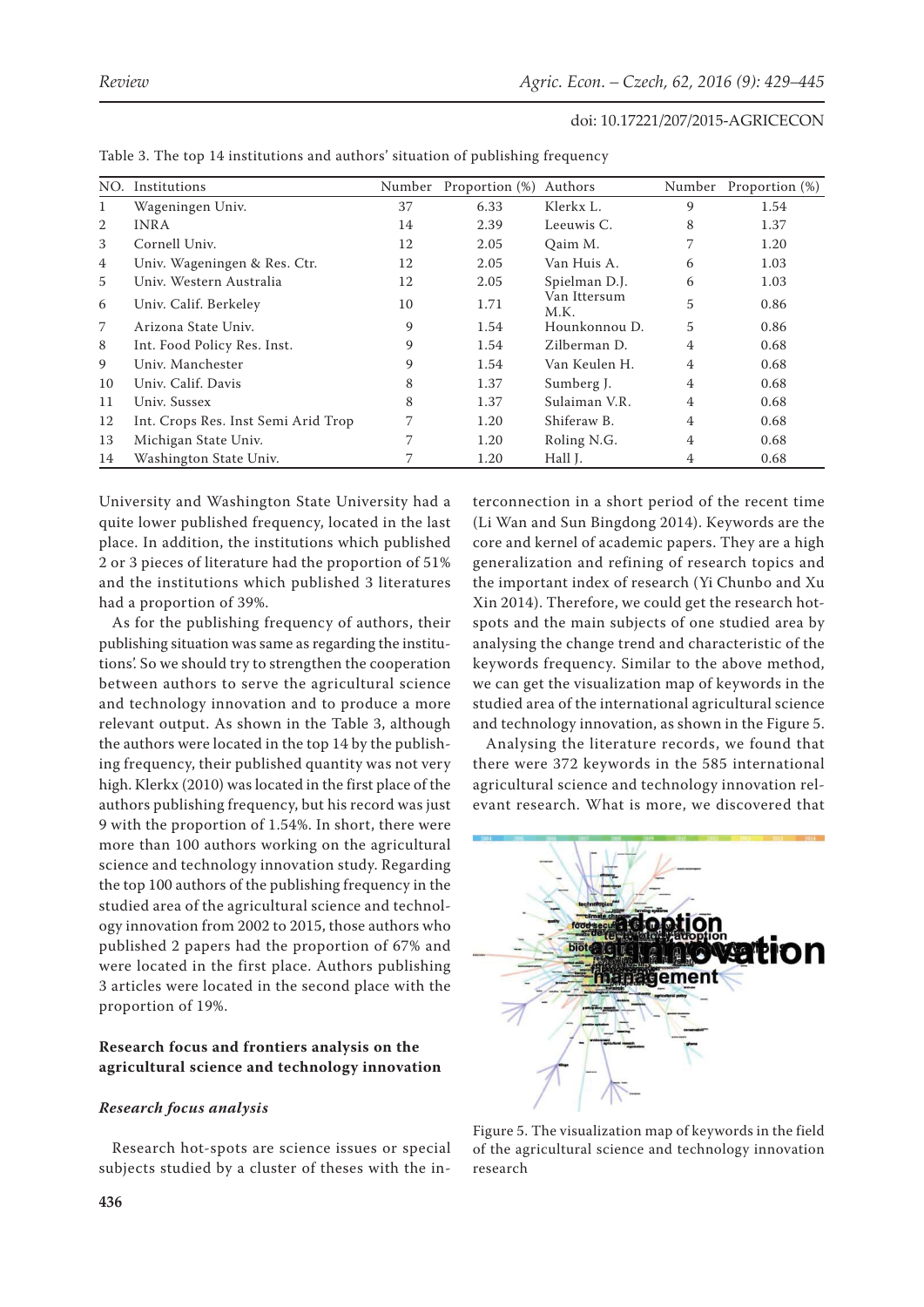Table 3. The top 14 institutions and authors' situation of publishing frequency

| NO. | Institutions | Number | Proportion (%) | Authors | Number | Proportion (%) |
|---|---|---|---|---|---|---|
| 1 | Wageningen Univ. | 37 | 6.33 | Klerkx L. | 9 | 1.54 |
| 2 | INRA | 14 | 2.39 | Leeuwis C. | 8 | 1.37 |
| 3 | Cornell Univ. | 12 | 2.05 | Qaim M. | 7 | 1.20 |
| 4 | Univ. Wageningen & Res. Ctr. | 12 | 2.05 | Van Huis A. | 6 | 1.03 |
| 5 | Univ. Western Australia | 12 | 2.05 | Spielman D.J. | 6 | 1.03 |
| 6 | Univ. Calif. Berkeley | 10 | 1.71 | Van Ittersum M.K. | 5 | 0.86 |
| 7 | Arizona State Univ. | 9 | 1.54 | Hounkonnou D. | 5 | 0.86 |
| 8 | Int. Food Policy Res. Inst. | 9 | 1.54 | Zilberman D. | 4 | 0.68 |
| 9 | Univ. Manchester | 9 | 1.54 | Van Keulen H. | 4 | 0.68 |
| 10 | Univ. Calif. Davis | 8 | 1.37 | Sumberg J. | 4 | 0.68 |
| 11 | Univ. Sussex | 8 | 1.37 | Sulaiman V.R. | 4 | 0.68 |
| 12 | Int. Crops Res. Inst Semi Arid Trop | 7 | 1.20 | Shiferaw B. | 4 | 0.68 |
| 13 | Michigan State Univ. | 7 | 1.20 | Roling N.G. | 4 | 0.68 |
| 14 | Washington State Univ. | 7 | 1.20 | Hall J. | 4 | 0.68 |

University and Washington State University had a quite lower published frequency, located in the last place. In addition, the institutions which published 2 or 3 pieces of literature had the proportion of 51% and the institutions which published 3 literatures had a proportion of 39%.

As for the publishing frequency of authors, their publishing situation was same as regarding the institutions'. So we should try to strengthen the cooperation between authors to serve the agricultural science and technology innovation and to produce a more relevant output. As shown in the Table 3, although the authors were located in the top 14 by the publishing frequency, their published quantity was not very high. Klerkx (2010) was located in the first place of the authors publishing frequency, but his record was just 9 with the proportion of 1.54%. In short, there were more than 100 authors working on the agricultural science and technology innovation study. Regarding the top 100 authors of the publishing frequency in the studied area of the agricultural science and technology innovation from 2002 to 2015, those authors who published 2 papers had the proportion of 67% and were located in the first place. Authors publishing 3 articles were located in the second place with the proportion of 19%.

### Research focus and frontiers analysis on the agricultural science and technology innovation

#### *Research focus analysis*

Research hot-spots are science issues or special subjects studied by a cluster of theses with the interconnection in a short period of the recent time (Li Wan and Sun Bingdong 2014). Keywords are the core and kernel of academic papers. They are a high generalization and refining of research topics and the important index of research (Yi Chunbo and Xu Xin 2014). Therefore, we could get the research hot-spots and the main subjects of one studied area by analysing the change trend and characteristic of the keywords frequency. Similar to the above method, we can get the visualization map of keywords in the studied area of the international agricultural science and technology innovation, as shown in the Figure 5.

Analysing the literature records, we found that there were 372 keywords in the 585 international agricultural science and technology innovation relevant research. What is more, we discovered that

Figure 5. The visualization map of keywords in the field of the agricultural science and technology innovation research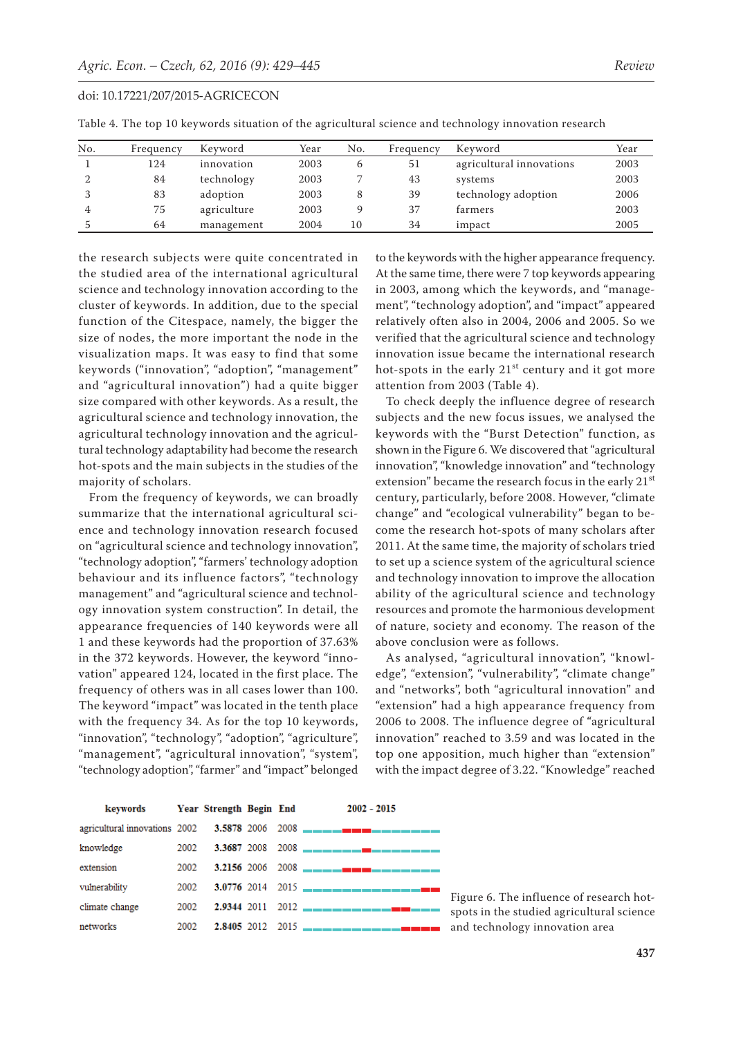Table 4. The top 10 keywords situation of the agricultural science and technology innovation research

| No. | Frequency | Keyword | Year | No. | Frequency | Keyword | Year |
|---|---|---|---|---|---|---|---|
| 1 | 124 | innovation | 2003 | 6 | 51 | agricultural innovations | 2003 |
| 2 | 84 | technology | 2003 | 7 | 43 | systems | 2003 |
| 3 | 83 | adoption | 2003 | 8 | 39 | technology adoption | 2006 |
| 4 | 75 | agriculture | 2003 | 9 | 37 | farmers | 2003 |
| 5 | 64 | management | 2004 | 10 | 34 | impact | 2005 |

the research subjects were quite concentrated in the studied area of the international agricultural science and technology innovation according to the cluster of keywords. In addition, due to the special function of the Citespace, namely, the bigger the size of nodes, the more important the node in the visualization maps. It was easy to find that some keywords ("innovation", "adoption", "management" and "agricultural innovation") had a quite bigger size compared with other keywords. As a result, the agricultural science and technology innovation, the agricultural technology innovation and the agricultural technology adaptability had become the research hot-spots and the main subjects in the studies of the majority of scholars.

From the frequency of keywords, we can broadly summarize that the international agricultural science and technology innovation research focused on "agricultural science and technology innovation", "technology adoption", "farmers' technology adoption behaviour and its influence factors", "technology management" and "agricultural science and technology innovation system construction". In detail, the appearance frequencies of 140 keywords were all 1 and these keywords had the proportion of 37.63% in the 372 keywords. However, the keyword "innovation" appeared 124, located in the first place. The frequency of others was in all cases lower than 100. The keyword "impact" was located in the tenth place with the frequency 34. As for the top 10 keywords, "innovation", "technology", "adoption", "agriculture", "management", "agricultural innovation", "system", "technology adoption", "farmer" and "impact" belonged to the keywords with the higher appearance frequency. At the same time, there were 7 top keywords appearing in 2003, among which the keywords, and "management", "technology adoption", and "impact" appeared relatively often also in 2004, 2006 and 2005. So we verified that the agricultural science and technology innovation issue became the international research hot-spots in the early 21$^{st}$ century and it got more attention from 2003 (Table 4).

To check deeply the influence degree of research subjects and the new focus issues, we analysed the keywords with the "Burst Detection" function, as shown in the Figure 6. We discovered that "agricultural innovation", "knowledge innovation" and "technology extension" became the research focus in the early 21$^{st}$ century, particularly, before 2008. However, "climate change" and "ecological vulnerability" began to become the research hot-spots of many scholars after 2011. At the same time, the majority of scholars tried to set up a science system of the agricultural science and technology innovation to improve the allocation ability of the agricultural science and technology resources and promote the harmonious development of nature, society and economy. The reason of the above conclusion were as follows.

As analysed, "agricultural innovation", "knowledge", "extension", "vulnerability", "climate change" and "networks", both "agricultural innovation" and "extension" had a high appearance frequency from 2006 to 2008. The influence degree of "agricultural innovation" reached to 3.59 and was located in the top one apposition, much higher than "extension" with the impact degree of 3.22. "Knowledge" reached

| keywords | Year | Strength | Begin | End | 2002 - 2015 |
|---|---|---|---|---|---|
| agricultural innovations | 2002 | 3.5878 | 2006 | 2008 | |
| knowledge | 2002 | 3.3687 | 2008 | 2008 | |
| extension | 2002 | 3.2156 | 2006 | 2008 | |
| vulnerability | 2002 | 3.0776 | 2014 | 2015 | |
| climate change | 2002 | 2.9344 | 2011 | 2012 | |
| networks | 2002 | 2.8405 | 2012 | 2015 | |

Figure 6. The influence of research hot-spots in the studied agricultural science and technology innovation area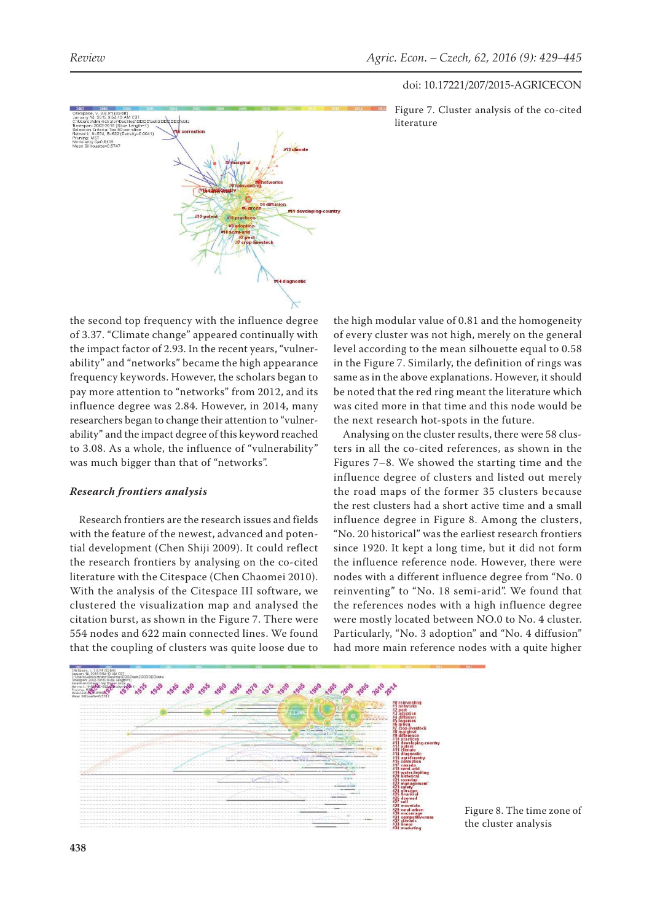Figure 7. Cluster analysis of the co-cited literature

the second top frequency with the influence degree of 3.37. "Climate change" appeared continually with the impact factor of 2.93. In the recent years, "vulnerability" and "networks" became the high appearance frequency keywords. However, the scholars began to pay more attention to "networks" from 2012, and its influence degree was 2.84. However, in 2014, many researchers began to change their attention to "vulnerability" and the impact degree of this keyword reached to 3.08. As a whole, the influence of "vulnerability" was much bigger than that of "networks".

### *Research frontiers analysis*

Research frontiers are the research issues and fields with the feature of the newest, advanced and potential development (Chen Shiji 2009). It could reflect the research frontiers by analysing on the co-cited literature with the Citespace (Chen Chaomei 2010). With the analysis of the Citespace III software, we clustered the visualization map and analysed the citation burst, as shown in the Figure 7. There were 554 nodes and 622 main connected lines. We found that the coupling of clusters was quite loose due to the high modular value of 0.81 and the homogeneity of every cluster was not high, merely on the general level according to the mean silhouette equal to 0.58 in the Figure 7. Similarly, the definition of rings was same as in the above explanations. However, it should be noted that the red ring meant the literature which was cited more in that time and this node would be the next research hot-spots in the future.

Analysing on the cluster results, there were 58 clusters in all the co-cited references, as shown in the Figures 7–8. We showed the starting time and the influence degree of clusters and listed out merely the road maps of the former 35 clusters because the rest clusters had a short active time and a small influence degree in Figure 8. Among the clusters, "No. 20 historical" was the earliest research frontiers since 1920. It kept a long time, but it did not form the influence reference node. However, there were nodes with a different influence degree from "No. 0 reinventing" to "No. 18 semi-arid". We found that the references nodes with a high influence degree were mostly located between NO.0 to No. 4 cluster. Particularly, "No. 3 adoption" and "No. 4 diffusion" had more main reference nodes with a quite higher

Figure 8. The time zone of the cluster analysis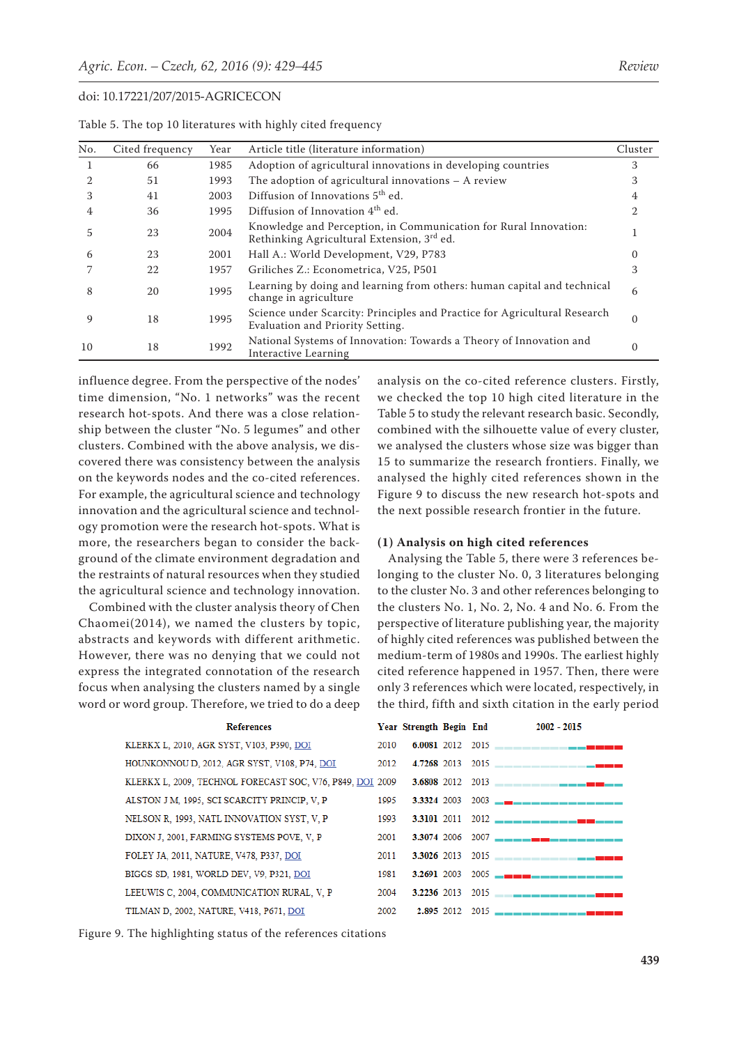doi: 10.17221/207/2015-AGRICECON

Table 5. The top 10 literatures with highly cited frequency

| No. | Cited frequency | Year | Article title (literature information) | Cluster |
|---|---|---|---|---|
| 1 | 66 | 1985 | Adoption of agricultural innovations in developing countries | 3 |
| 2 | 51 | 1993 | The adoption of agricultural innovations – A review | 3 |
| 3 | 41 | 2003 | Diffusion of Innovations 5th ed. | 4 |
| 4 | 36 | 1995 | Diffusion of Innovation 4th ed. | 2 |
| 5 | 23 | 2004 | Knowledge and Perception, in Communication for Rural Innovation: Rethinking Agricultural Extension, 3rd ed. | 1 |
| 6 | 23 | 2001 | Hall A.: World Development, V29, P783 | 0 |
| 7 | 22 | 1957 | Griliches Z.: Econometrica, V25, P501 | 3 |
| 8 | 20 | 1995 | Learning by doing and learning from others: human capital and technical change in agriculture | 6 |
| 9 | 18 | 1995 | Science under Scarcity: Principles and Practice for Agricultural Research Evaluation and Priority Setting. | 0 |
| 10 | 18 | 1992 | National Systems of Innovation: Towards a Theory of Innovation and Interactive Learning | 0 |

influence degree. From the perspective of the nodes' time dimension, "No. 1 networks" was the recent research hot-spots. And there was a close relationship between the cluster "No. 5 legumes" and other clusters. Combined with the above analysis, we discovered there was consistency between the analysis on the keywords nodes and the co-cited references. For example, the agricultural science and technology innovation and the agricultural science and technology promotion were the research hot-spots. What is more, the researchers began to consider the background of the climate environment degradation and the restraints of natural resources when they studied the agricultural science and technology innovation.

Combined with the cluster analysis theory of Chen Chaomei(2014), we named the clusters by topic, abstracts and keywords with different arithmetic. However, there was no denying that we could not express the integrated connotation of the research focus when analysing the clusters named by a single word or word group. Therefore, we tried to do a deep analysis on the co-cited reference clusters. Firstly, we checked the top 10 high cited literature in the Table 5 to study the relevant research basic. Secondly, combined with the silhouette value of every cluster, we analysed the clusters whose size was bigger than 15 to summarize the research frontiers. Finally, we analysed the highly cited references shown in the Figure 9 to discuss the new research hot-spots and the next possible research frontier in the future.

**(1) Analysis on high cited references**

Analysing the Table 5, there were 3 references belonging to the cluster No. 0, 3 literatures belonging to the cluster No. 3 and other references belonging to the clusters No. 1, No. 2, No. 4 and No. 6. From the perspective of literature publishing year, the majority of highly cited references was published between the medium-term of 1980s and 1990s. The earliest highly cited reference happened in 1957. Then, there were only 3 references which were located, respectively, in the third, fifth and sixth citation in the early period

| References | Year | Strength | Begin | End | 2002 - 2015 |
|---|---|---|---|---|---|
| KLERKX L, 2010, AGR SYST, V103, P390, DOI | 2010 | 6.0081 | 2012 | 2015 | |
| HOUNKONNOU D, 2012, AGR SYST, V108, P74, DOI | 2012 | 4.7268 | 2013 | 2015 | |
| KLERKX L, 2009, TECHNOL FORECAST SOC, V76, P849, DOI | 2009 | 3.6808 | 2012 | 2013 | |
| ALSTON J M, 1995, SCI SCARCITY PRINCIP, V, P | 1995 | 3.3324 | 2003 | 2003 | |
| NELSON R, 1993, NATL INNOVATION SYST, V, P | 1993 | 3.3101 | 2011 | 2012 | |
| DIXON J, 2001, FARMING SYSTEMS POVE, V, P | 2001 | 3.3074 | 2006 | 2007 | |
| FOLEY JA, 2011, NATURE, V478, P337, DOI | 2011 | 3.3026 | 2013 | 2015 | |
| BIGGS SD, 1981, WORLD DEV, V9, P321, DOI | 1981 | 3.2691 | 2003 | 2005 | |
| LEEUWIS C, 2004, COMMUNICATION RURAL, V, P | 2004 | 3.2236 | 2013 | 2015 | |
| TILMAN D, 2002, NATURE, V418, P671, DOI | 2002 | 2.895 | 2012 | 2015 | |

Figure 9. The highlighting status of the references citations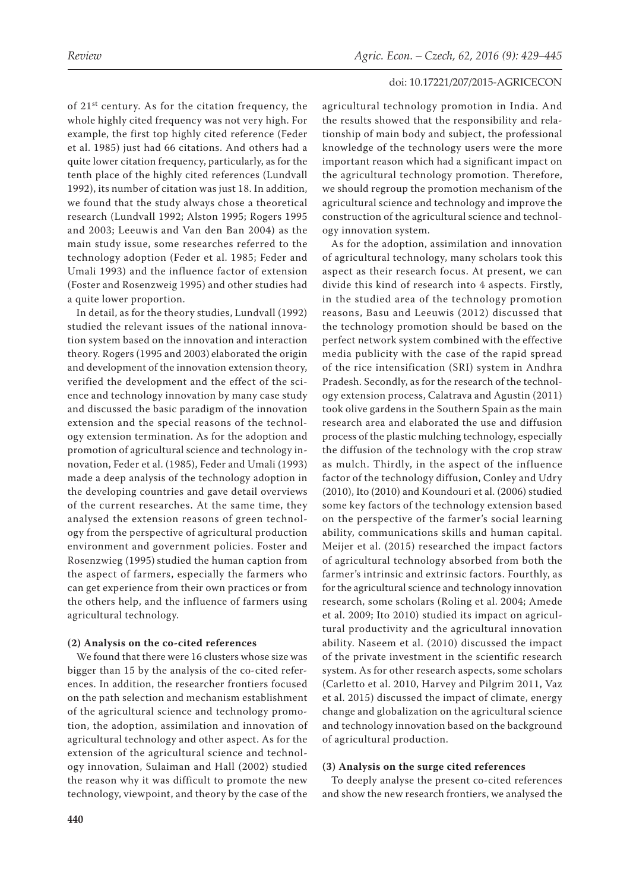of 21st century. As for the citation frequency, the whole highly cited frequency was not very high. For example, the first top highly cited reference (Feder et al. 1985) just had 66 citations. And others had a quite lower citation frequency, particularly, as for the tenth place of the highly cited references (Lundvall 1992), its number of citation was just 18. In addition, we found that the study always chose a theoretical research (Lundvall 1992; Alston 1995; Rogers 1995 and 2003; Leeuwis and Van den Ban 2004) as the main study issue, some researches referred to the technology adoption (Feder et al. 1985; Feder and Umali 1993) and the influence factor of extension (Foster and Rosenzweig 1995) and other studies had a quite lower proportion.

In detail, as for the theory studies, Lundvall (1992) studied the relevant issues of the national innovation system based on the innovation and interaction theory. Rogers (1995 and 2003) elaborated the origin and development of the innovation extension theory, verified the development and the effect of the science and technology innovation by many case study and discussed the basic paradigm of the innovation extension and the special reasons of the technology extension termination. As for the adoption and promotion of agricultural science and technology innovation, Feder et al. (1985), Feder and Umali (1993) made a deep analysis of the technology adoption in the developing countries and gave detail overviews of the current researches. At the same time, they analysed the extension reasons of green technology from the perspective of agricultural production environment and government policies. Foster and Rosenzweig (1995) studied the human caption from the aspect of farmers, especially the farmers who can get experience from their own practices or from the others help, and the influence of farmers using agricultural technology.

**(2) Analysis on the co-cited references**

We found that there were 16 clusters whose size was bigger than 15 by the analysis of the co-cited references. In addition, the researcher frontiers focused on the path selection and mechanism establishment of the agricultural science and technology promotion, the adoption, assimilation and innovation of agricultural technology and other aspect. As for the extension of the agricultural science and technology innovation, Sulaiman and Hall (2002) studied the reason why it was difficult to promote the new technology, viewpoint, and theory by the case of the agricultural technology promotion in India. And the results showed that the responsibility and relationship of main body and subject, the professional knowledge of the technology users were the more important reason which had a significant impact on the agricultural technology promotion. Therefore, we should regroup the promotion mechanism of the agricultural science and technology and improve the construction of the agricultural science and technology innovation system.

As for the adoption, assimilation and innovation of agricultural technology, many scholars took this aspect as their research focus. At present, we can divide this kind of research into 4 aspects. Firstly, in the studied area of the technology promotion reasons, Basu and Leeuwis (2012) discussed that the technology promotion should be based on the perfect network system combined with the effective media publicity with the case of the rapid spread of the rice intensification (SRI) system in Andhra Pradesh. Secondly, as for the research of the technology extension process, Calatrava and Agustin (2011) took olive gardens in the Southern Spain as the main research area and elaborated the use and diffusion process of the plastic mulching technology, especially the diffusion of the technology with the crop straw as mulch. Thirdly, in the aspect of the influence factor of the technology diffusion, Conley and Udry (2010), Ito (2010) and Koundouri et al. (2006) studied some key factors of the technology extension based on the perspective of the farmer's social learning ability, communications skills and human capital. Meijer et al. (2015) researched the impact factors of agricultural technology absorbed from both the farmer's intrinsic and extrinsic factors. Fourthly, as for the agricultural science and technology innovation research, some scholars (Roling et al. 2004; Amede et al. 2009; Ito 2010) studied its impact on agricultural productivity and the agricultural innovation ability. Naseem et al. (2010) discussed the impact of the private investment in the scientific research system. As for other research aspects, some scholars (Carletto et al. 2010, Harvey and Pilgrim 2011, Vaz et al. 2015) discussed the impact of climate, energy change and globalization on the agricultural science and technology innovation based on the background of agricultural production.

**(3) Analysis on the surge cited references**

To deeply analyse the present co-cited references and show the new research frontiers, we analysed the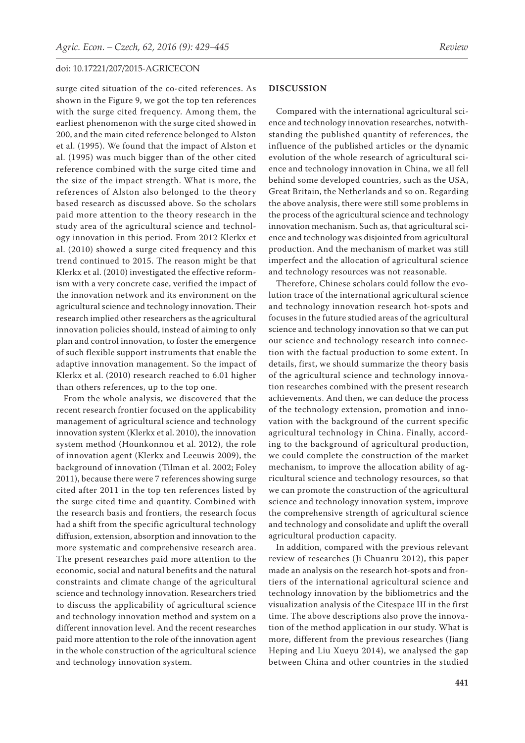surge cited situation of the co-cited references. As shown in the Figure 9, we got the top ten references with the surge cited frequency. Among them, the earliest phenomenon with the surge cited showed in 200, and the main cited reference belonged to Alston et al. (1995). We found that the impact of Alston et al. (1995) was much bigger than of the other cited reference combined with the surge cited time and the size of the impact strength. What is more, the references of Alston also belonged to the theory based research as discussed above. So the scholars paid more attention to the theory research in the study area of the agricultural science and technology innovation in this period. From 2012 Klerkx et al. (2010) showed a surge cited frequency and this trend continued to 2015. The reason might be that Klerkx et al. (2010) investigated the effective reformism with a very concrete case, verified the impact of the innovation network and its environment on the agricultural science and technology innovation. Their research implied other researchers as the agricultural innovation policies should, instead of aiming to only plan and control innovation, to foster the emergence of such flexible support instruments that enable the adaptive innovation management. So the impact of Klerkx et al. (2010) research reached to 6.01 higher than others references, up to the top one.

From the whole analysis, we discovered that the recent research frontier focused on the applicability management of agricultural science and technology innovation system (Klerkx et al. 2010), the innovation system method (Hounkonnou et al. 2012), the role of innovation agent (Klerkx and Leeuwis 2009), the background of innovation (Tilman et al. 2002; Foley 2011), because there were 7 references showing surge cited after 2011 in the top ten references listed by the surge cited time and quantity. Combined with the research basis and frontiers, the research focus had a shift from the specific agricultural technology diffusion, extension, absorption and innovation to the more systematic and comprehensive research area. The present researches paid more attention to the economic, social and natural benefits and the natural constraints and climate change of the agricultural science and technology innovation. Researchers tried to discuss the applicability of agricultural science and technology innovation method and system on a different innovation level. And the recent researches paid more attention to the role of the innovation agent in the whole construction of the agricultural science and technology innovation system.

## DISCUSSION

Compared with the international agricultural science and technology innovation researches, notwithstanding the published quantity of references, the influence of the published articles or the dynamic evolution of the whole research of agricultural science and technology innovation in China, we all fell behind some developed countries, such as the USA, Great Britain, the Netherlands and so on. Regarding the above analysis, there were still some problems in the process of the agricultural science and technology innovation mechanism. Such as, that agricultural science and technology was disjointed from agricultural production. And the mechanism of market was still imperfect and the allocation of agricultural science and technology resources was not reasonable.

Therefore, Chinese scholars could follow the evolution trace of the international agricultural science and technology innovation research hot-spots and focuses in the future studied areas of the agricultural science and technology innovation so that we can put our science and technology research into connection with the factual production to some extent. In details, first, we should summarize the theory basis of the agricultural science and technology innovation researches combined with the present research achievements. And then, we can deduce the process of the technology extension, promotion and innovation with the background of the current specific agricultural technology in China. Finally, according to the background of agricultural production, we could complete the construction of the market mechanism, to improve the allocation ability of agricultural science and technology resources, so that we can promote the construction of the agricultural science and technology innovation system, improve the comprehensive strength of agricultural science and technology and consolidate and uplift the overall agricultural production capacity.

In addition, compared with the previous relevant review of researches (Ji Chuanru 2012), this paper made an analysis on the research hot-spots and frontiers of the international agricultural science and technology innovation by the bibliometrics and the visualization analysis of the Citespace III in the first time. The above descriptions also prove the innovation of the method application in our study. What is more, different from the previous researches (Jiang Heping and Liu Xueyu 2014), we analysed the gap between China and other countries in the studied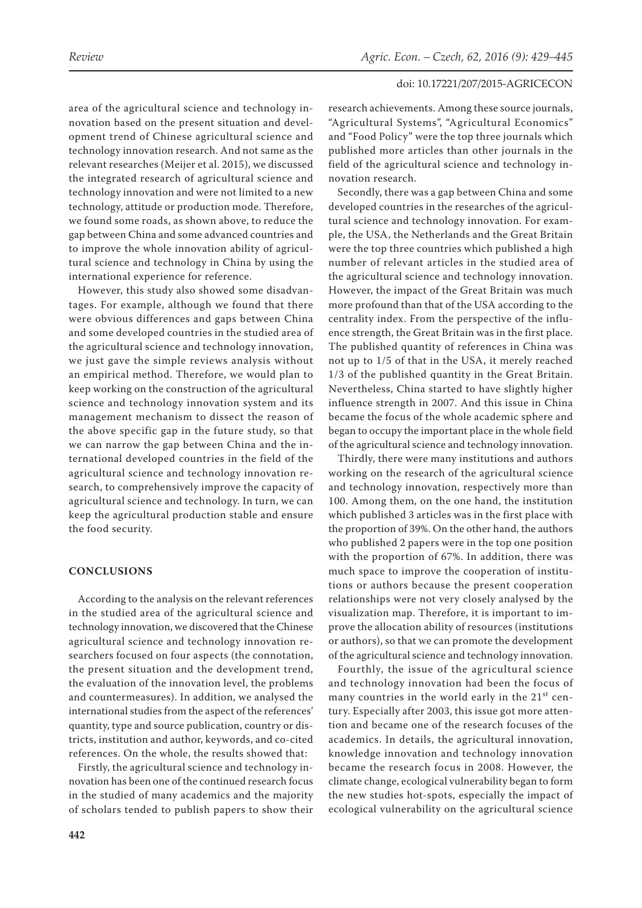area of the agricultural science and technology innovation based on the present situation and development trend of Chinese agricultural science and technology innovation research. And not same as the relevant researches (Meijer et al. 2015), we discussed the integrated research of agricultural science and technology innovation and were not limited to a new technology, attitude or production mode. Therefore, we found some roads, as shown above, to reduce the gap between China and some advanced countries and to improve the whole innovation ability of agricultural science and technology in China by using the international experience for reference.

However, this study also showed some disadvantages. For example, although we found that there were obvious differences and gaps between China and some developed countries in the studied area of the agricultural science and technology innovation, we just gave the simple reviews analysis without an empirical method. Therefore, we would plan to keep working on the construction of the agricultural science and technology innovation system and its management mechanism to dissect the reason of the above specific gap in the future study, so that we can narrow the gap between China and the international developed countries in the field of the agricultural science and technology innovation research, to comprehensively improve the capacity of agricultural science and technology. In turn, we can keep the agricultural production stable and ensure the food security.

## CONCLUSIONS

According to the analysis on the relevant references in the studied area of the agricultural science and technology innovation, we discovered that the Chinese agricultural science and technology innovation researchers focused on four aspects (the connotation, the present situation and the development trend, the evaluation of the innovation level, the problems and countermeasures). In addition, we analysed the international studies from the aspect of the references' quantity, type and source publication, country or districts, institution and author, keywords, and co-cited references. On the whole, the results showed that:

Firstly, the agricultural science and technology innovation has been one of the continued research focus in the studied of many academics and the majority of scholars tended to publish papers to show their research achievements. Among these source journals, "Agricultural Systems", "Agricultural Economics" and "Food Policy" were the top three journals which published more articles than other journals in the field of the agricultural science and technology innovation research.

Secondly, there was a gap between China and some developed countries in the researches of the agricultural science and technology innovation. For example, the USA, the Netherlands and the Great Britain were the top three countries which published a high number of relevant articles in the studied area of the agricultural science and technology innovation. However, the impact of the Great Britain was much more profound than that of the USA according to the centrality index. From the perspective of the influence strength, the Great Britain was in the first place. The published quantity of references in China was not up to 1/5 of that in the USA, it merely reached 1/3 of the published quantity in the Great Britain. Nevertheless, China started to have slightly higher influence strength in 2007. And this issue in China became the focus of the whole academic sphere and began to occupy the important place in the whole field of the agricultural science and technology innovation.

Thirdly, there were many institutions and authors working on the research of the agricultural science and technology innovation, respectively more than 100. Among them, on the one hand, the institution which published 3 articles was in the first place with the proportion of 39%. On the other hand, the authors who published 2 papers were in the top one position with the proportion of 67%. In addition, there was much space to improve the cooperation of institutions or authors because the present cooperation relationships were not very closely analysed by the visualization map. Therefore, it is important to improve the allocation ability of resources (institutions or authors), so that we can promote the development of the agricultural science and technology innovation.

Fourthly, the issue of the agricultural science and technology innovation had been the focus of many countries in the world early in the 21$^{st}$ century. Especially after 2003, this issue got more attention and became one of the research focuses of the academics. In details, the agricultural innovation, knowledge innovation and technology innovation became the research focus in 2008. However, the climate change, ecological vulnerability began to form the new studies hot-spots, especially the impact of ecological vulnerability on the agricultural science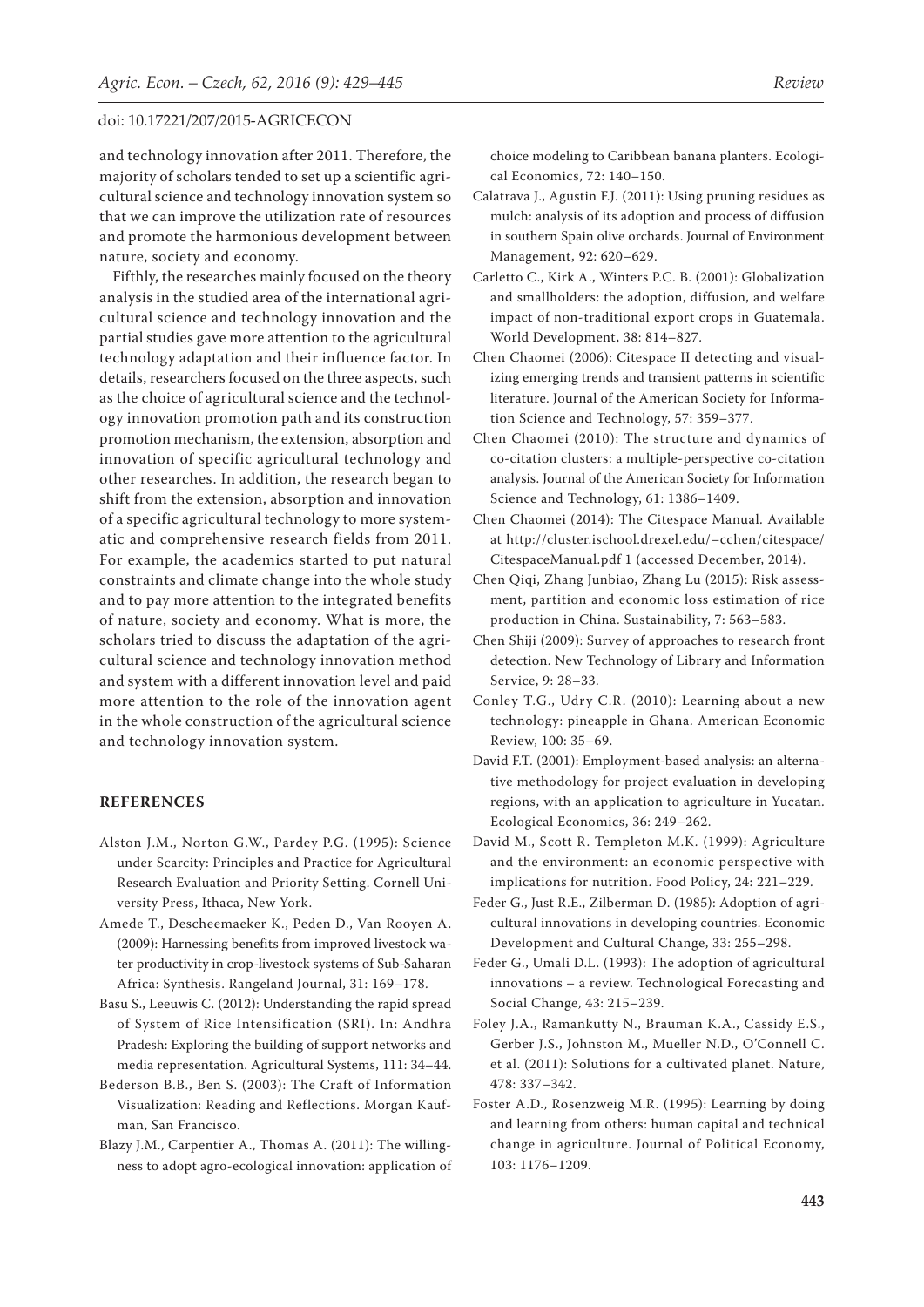and technology innovation after 2011. Therefore, the majority of scholars tended to set up a scientific agricultural science and technology innovation system so that we can improve the utilization rate of resources and promote the harmonious development between nature, society and economy.

Fifthly, the researches mainly focused on the theory analysis in the studied area of the international agricultural science and technology innovation and the partial studies gave more attention to the agricultural technology adaptation and their influence factor. In details, researchers focused on the three aspects, such as the choice of agricultural science and the technology innovation promotion path and its construction promotion mechanism, the extension, absorption and innovation of specific agricultural technology and other researches. In addition, the research began to shift from the extension, absorption and innovation of a specific agricultural technology to more systematic and comprehensive research fields from 2011. For example, the academics started to put natural constraints and climate change into the whole study and to pay more attention to the integrated benefits of nature, society and economy. What is more, the scholars tried to discuss the adaptation of the agricultural science and technology innovation method and system with a different innovation level and paid more attention to the role of the innovation agent in the whole construction of the agricultural science and technology innovation system.

## REFERENCES

Alston J.M., Norton G.W., Pardey P.G. (1995): Science under Scarcity: Principles and Practice for Agricultural Research Evaluation and Priority Setting. Cornell University Press, Ithaca, New York.

Amede T., Descheemaeker K., Peden D., Van Rooyen A. (2009): Harnessing benefits from improved livestock water productivity in crop-livestock systems of Sub-Saharan Africa: Synthesis. Rangeland Journal, 31: 169–178.

Basu S., Leeuwis C. (2012): Understanding the rapid spread of System of Rice Intensification (SRI). In: Andhra Pradesh: Exploring the building of support networks and media representation. Agricultural Systems, 111: 34–44.

Bederson B.B., Ben S. (2003): The Craft of Information Visualization: Reading and Reflections. Morgan Kaufman, San Francisco.

Blazy J.M., Carpentier A., Thomas A. (2011): The willingness to adopt agro-ecological innovation: application of choice modeling to Caribbean banana planters. Ecological Economics, 72: 140–150.

Calatrava J., Agustin F.J. (2011): Using pruning residues as mulch: analysis of its adoption and process of diffusion in southern Spain olive orchards. Journal of Environment Management, 92: 620–629.

Carletto C., Kirk A., Winters P.C. B. (2001): Globalization and smallholders: the adoption, diffusion, and welfare impact of non-traditional export crops in Guatemala. World Development, 38: 814–827.

Chen Chaomei (2006): Citespace II detecting and visualizing emerging trends and transient patterns in scientific literature. Journal of the American Society for Information Science and Technology, 57: 359–377.

Chen Chaomei (2010): The structure and dynamics of co-citation clusters: a multiple-perspective co-citation analysis. Journal of the American Society for Information Science and Technology, 61: 1386–1409.

Chen Chaomei (2014): The Citespace Manual. Available at http://cluster.ischool.drexel.edu/~cchen/citespace/CitespaceManual.pdf 1 (accessed December, 2014).

Chen Qiqi, Zhang Junbiao, Zhang Lu (2015): Risk assessment, partition and economic loss estimation of rice production in China. Sustainability, 7: 563–583.

Chen Shiji (2009): Survey of approaches to research front detection. New Technology of Library and Information Service, 9: 28–33.

Conley T.G., Udry C.R. (2010): Learning about a new technology: pineapple in Ghana. American Economic Review, 100: 35–69.

David F.T. (2001): Employment-based analysis: an alternative methodology for project evaluation in developing regions, with an application to agriculture in Yucatan. Ecological Economics, 36: 249–262.

David M., Scott R. Templeton M.K. (1999): Agriculture and the environment: an economic perspective with implications for nutrition. Food Policy, 24: 221–229.

Feder G., Just R.E., Zilberman D. (1985): Adoption of agricultural innovations in developing countries. Economic Development and Cultural Change, 33: 255–298.

Feder G., Umali D.L. (1993): The adoption of agricultural innovations – a review. Technological Forecasting and Social Change, 43: 215–239.

Foley J.A., Ramankutty N., Brauman K.A., Cassidy E.S., Gerber J.S., Johnston M., Mueller N.D., O'Connell C. et al. (2011): Solutions for a cultivated planet. Nature, 478: 337–342.

Foster A.D., Rosenzweig M.R. (1995): Learning by doing and learning from others: human capital and technical change in agriculture. Journal of Political Economy, 103: 1176–1209.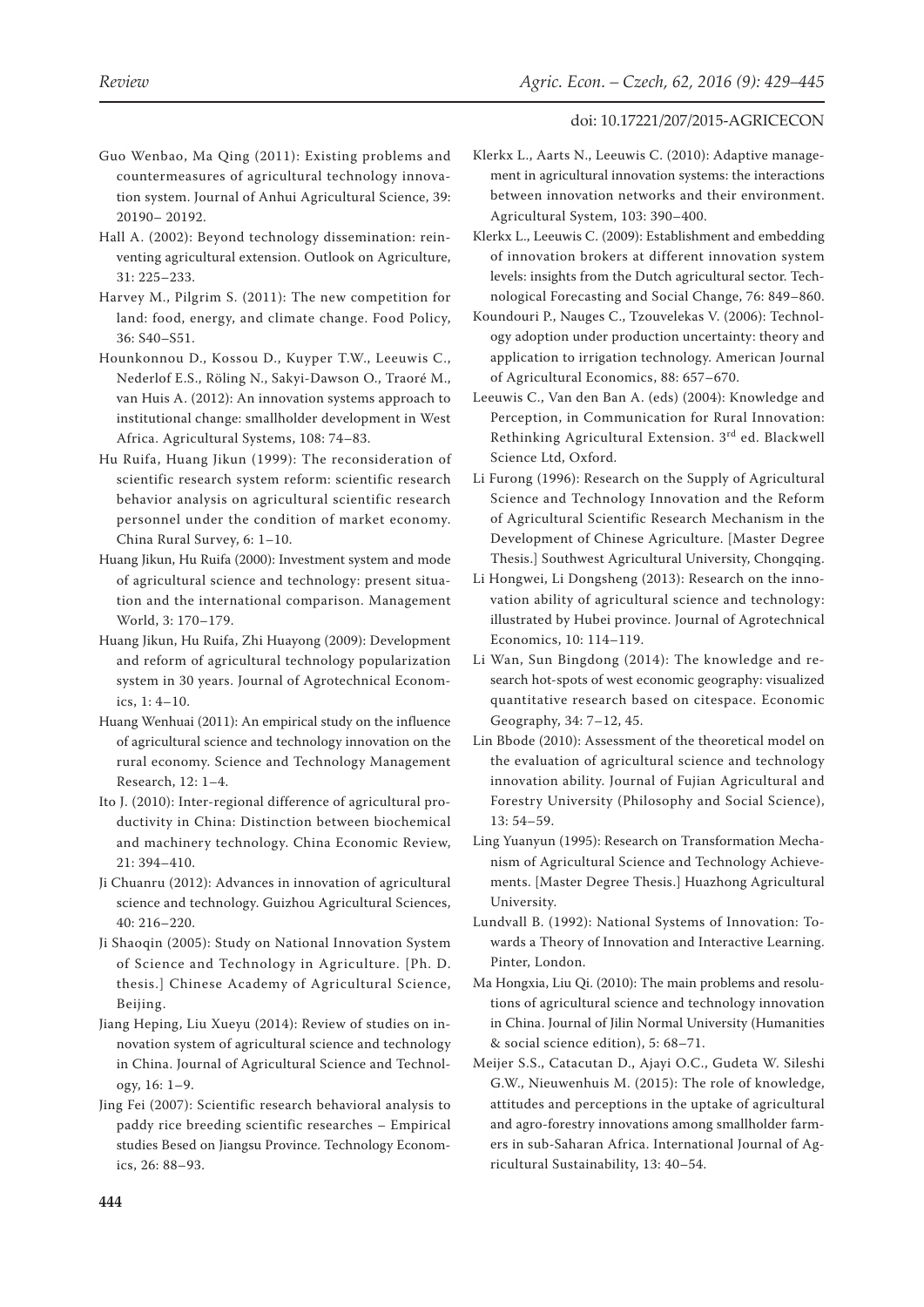Guo Wenbao, Ma Qing (2011): Existing problems and countermeasures of agricultural technology innovation system. Journal of Anhui Agricultural Science, 39: 20190– 20192.

Hall A. (2002): Beyond technology dissemination: reinventing agricultural extension. Outlook on Agriculture, 31: 225–233.

Harvey M., Pilgrim S. (2011): The new competition for land: food, energy, and climate change. Food Policy, 36: S40–S51.

Hounkonnou D., Kossou D., Kuyper T.W., Leeuwis C., Nederlof E.S., Röling N., Sakyi-Dawson O., Traoré M., van Huis A. (2012): An innovation systems approach to institutional change: smallholder development in West Africa. Agricultural Systems, 108: 74–83.

Hu Ruifa, Huang Jikun (1999): The reconsideration of scientific research system reform: scientific research behavior analysis on agricultural scientific research personnel under the condition of market economy. China Rural Survey, 6: 1–10.

Huang Jikun, Hu Ruifa (2000): Investment system and mode of agricultural science and technology: present situation and the international comparison. Management World, 3: 170–179.

Huang Jikun, Hu Ruifa, Zhi Huayong (2009): Development and reform of agricultural technology popularization system in 30 years. Journal of Agrotechnical Economics, 1: 4–10.

Huang Wenhuai (2011): An empirical study on the influence of agricultural science and technology innovation on the rural economy. Science and Technology Management Research, 12: 1–4.

Ito J. (2010): Inter-regional difference of agricultural productivity in China: Distinction between biochemical and machinery technology. China Economic Review, 21: 394–410.

Ji Chuanru (2012): Advances in innovation of agricultural science and technology. Guizhou Agricultural Sciences, 40: 216–220.

Ji Shaoqin (2005): Study on National Innovation System of Science and Technology in Agriculture. [Ph. D. thesis.] Chinese Academy of Agricultural Science, Beijing.

Jiang Heping, Liu Xueyu (2014): Review of studies on innovation system of agricultural science and technology in China. Journal of Agricultural Science and Technology, 16: 1–9.

Jing Fei (2007): Scientific research behavioral analysis to paddy rice breeding scientific researches – Empirical studies Besed on Jiangsu Province. Technology Economics, 26: 88–93.

Klerkx L., Aarts N., Leeuwis C. (2010): Adaptive management in agricultural innovation systems: the interactions between innovation networks and their environment. Agricultural System, 103: 390–400.

Klerkx L., Leeuwis C. (2009): Establishment and embedding of innovation brokers at different innovation system levels: insights from the Dutch agricultural sector. Technological Forecasting and Social Change, 76: 849–860.

Koundouri P., Nauges C., Tzouvelekas V. (2006): Technology adoption under production uncertainty: theory and application to irrigation technology. American Journal of Agricultural Economics, 88: 657–670.

Leeuwis C., Van den Ban A. (eds) (2004): Knowledge and Perception, in Communication for Rural Innovation: Rethinking Agricultural Extension. 3rd ed. Blackwell Science Ltd, Oxford.

Li Furong (1996): Research on the Supply of Agricultural Science and Technology Innovation and the Reform of Agricultural Scientific Research Mechanism in the Development of Chinese Agriculture. [Master Degree Thesis.] Southwest Agricultural University, Chongqing.

Li Hongwei, Li Dongsheng (2013): Research on the innovation ability of agricultural science and technology: illustrated by Hubei province. Journal of Agrotechnical Economics, 10: 114–119.

Li Wan, Sun Bingdong (2014): The knowledge and research hot-spots of west economic geography: visualized quantitative research based on citespace. Economic Geography, 34: 7–12, 45.

Lin Bbode (2010): Assessment of the theoretical model on the evaluation of agricultural science and technology innovation ability. Journal of Fujian Agricultural and Forestry University (Philosophy and Social Science), 13: 54–59.

Ling Yuanyun (1995): Research on Transformation Mechanism of Agricultural Science and Technology Achievements. [Master Degree Thesis.] Huazhong Agricultural University.

Lundvall B. (1992): National Systems of Innovation: Towards a Theory of Innovation and Interactive Learning. Pinter, London.

Ma Hongxia, Liu Qi. (2010): The main problems and resolutions of agricultural science and technology innovation in China. Journal of Jilin Normal University (Humanities & social science edition), 5: 68–71.

Meijer S.S., Catacutan D., Ajayi O.C., Gudeta W. Sileshi G.W., Nieuwenhuis M. (2015): The role of knowledge, attitudes and perceptions in the uptake of agricultural and agro-forestry innovations among smallholder farmers in sub-Saharan Africa. International Journal of Agricultural Sustainability, 13: 40–54.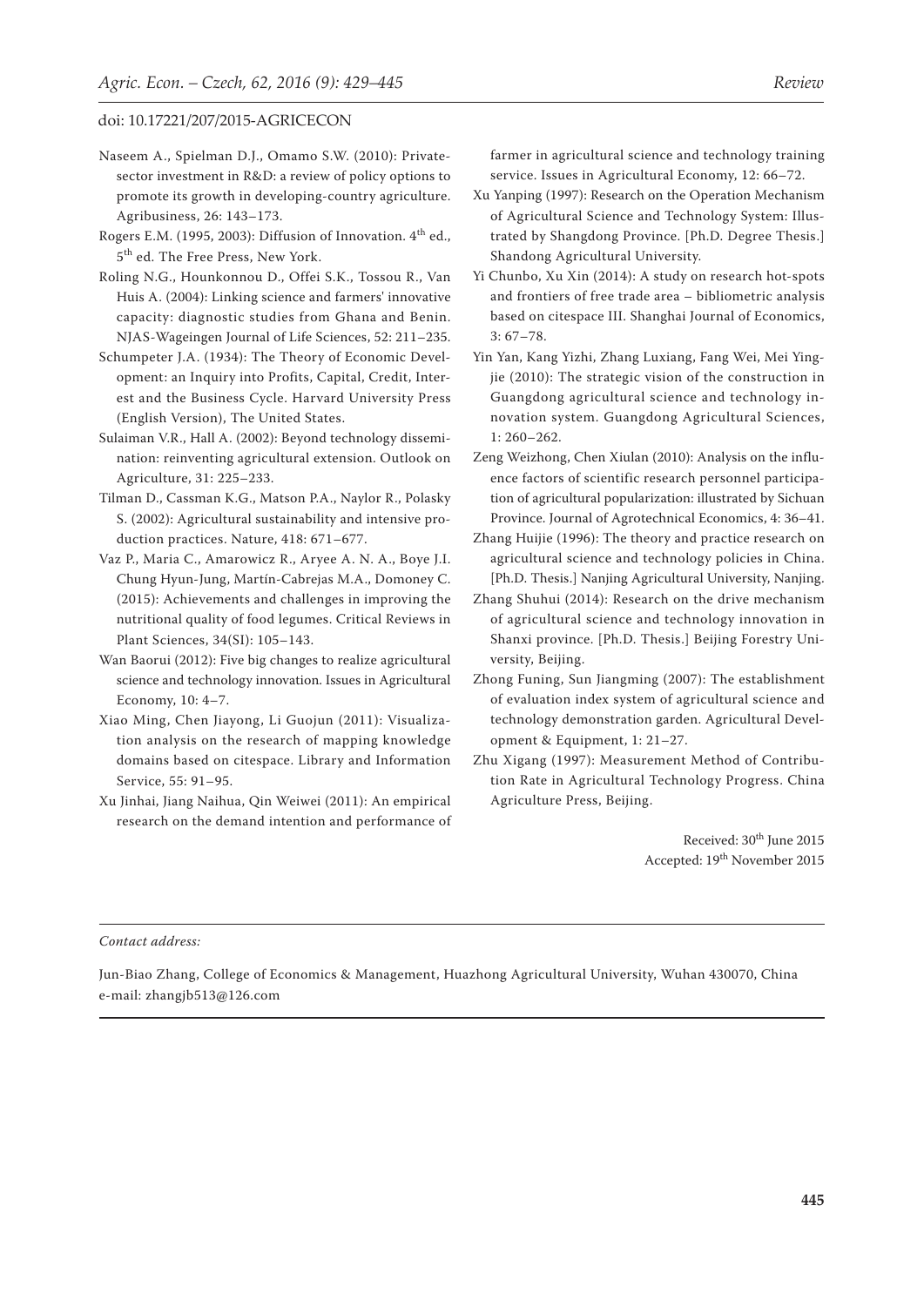Naseem A., Spielman D.J., Omamo S.W. (2010): Private-sector investment in R&D: a review of policy options to promote its growth in developing-country agriculture. Agribusiness, 26: 143–173.

Rogers E.M. (1995, 2003): Diffusion of Innovation. 4th ed., 5th ed. The Free Press, New York.

Roling N.G., Hounkonnou D., Offei S.K., Tossou R., Van Huis A. (2004): Linking science and farmers' innovative capacity: diagnostic studies from Ghana and Benin. NJAS-Wageingen Journal of Life Sciences, 52: 211–235.

Schumpeter J.A. (1934): The Theory of Economic Development: an Inquiry into Profits, Capital, Credit, Interest and the Business Cycle. Harvard University Press (English Version), The United States.

Sulaiman V.R., Hall A. (2002): Beyond technology dissemination: reinventing agricultural extension. Outlook on Agriculture, 31: 225–233.

Tilman D., Cassman K.G., Matson P.A., Naylor R., Polasky S. (2002): Agricultural sustainability and intensive production practices. Nature, 418: 671–677.

Vaz P., Maria C., Amarowicz R., Aryee A. N. A., Boye J.I. Chung Hyun-Jung, Martín-Cabrejas M.A., Domoney C. (2015): Achievements and challenges in improving the nutritional quality of food legumes. Critical Reviews in Plant Sciences, 34(SI): 105–143.

Wan Baorui (2012): Five big changes to realize agricultural science and technology innovation. Issues in Agricultural Economy, 10: 4–7.

Xiao Ming, Chen Jiayong, Li Guojun (2011): Visualization analysis on the research of mapping knowledge domains based on citespace. Library and Information Service, 55: 91–95.

Xu Jinhai, Jiang Naihua, Qin Weiwei (2011): An empirical research on the demand intention and performance of farmer in agricultural science and technology training service. Issues in Agricultural Economy, 12: 66–72.

Xu Yanping (1997): Research on the Operation Mechanism of Agricultural Science and Technology System: Illustrated by Shangdong Province. [Ph.D. Degree Thesis.] Shandong Agricultural University.

Yi Chunbo, Xu Xin (2014): A study on research hot-spots and frontiers of free trade area – bibliometric analysis based on citespace III. Shanghai Journal of Economics, 3: 67–78.

Yin Yan, Kang Yizhi, Zhang Luxiang, Fang Wei, Mei Yingjie (2010): The strategic vision of the construction in Guangdong agricultural science and technology innovation system. Guangdong Agricultural Sciences, 1: 260–262.

Zeng Weizhong, Chen Xiulan (2010): Analysis on the influence factors of scientific research personnel participation of agricultural popularization: illustrated by Sichuan Province. Journal of Agrotechnical Economics, 4: 36–41.

Zhang Huijie (1996): The theory and practice research on agricultural science and technology policies in China. [Ph.D. Thesis.] Nanjing Agricultural University, Nanjing.

Zhang Shuhui (2014): Research on the drive mechanism of agricultural science and technology innovation in Shanxi province. [Ph.D. Thesis.] Beijing Forestry University, Beijing.

Zhong Funing, Sun Jiangming (2007): The establishment of evaluation index system of agricultural science and technology demonstration garden. Agricultural Development & Equipment, 1: 21–27.

Zhu Xigang (1997): Measurement Method of Contribution Rate in Agricultural Technology Progress. China Agriculture Press, Beijing.

Received: 30th June 2015
Accepted: 19th November 2015

*Contact address:*

Jun-Biao Zhang, College of Economics & Management, Huazhong Agricultural University, Wuhan 430070, China
e-mail: zhangjb513@126.com